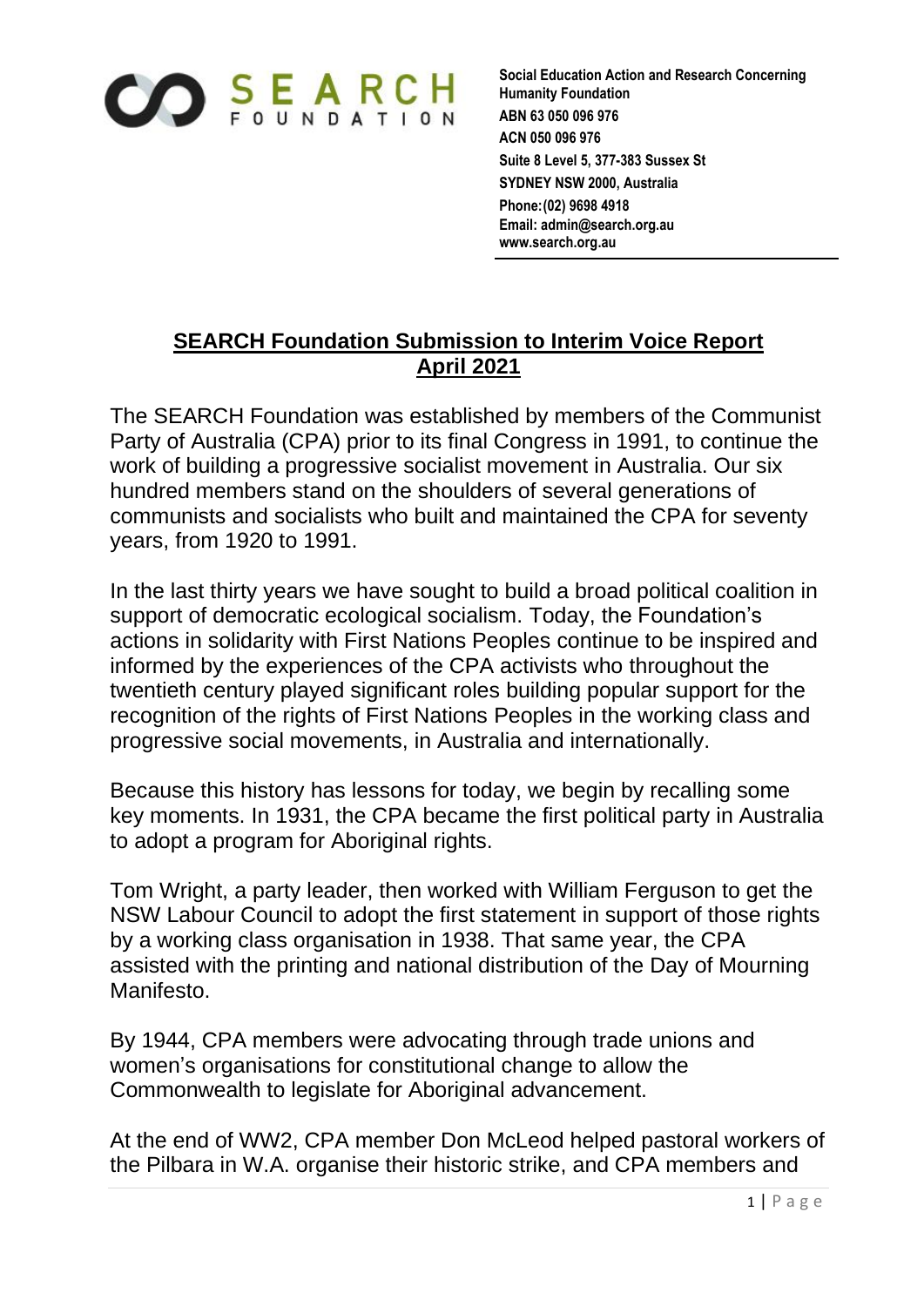SEARCH FOUNDATION

**Social Education Action and Research Concerning Humanity Foundation**
**ABN 63 050 096 976**
**ACN 050 096 976**
**Suite 8 Level 5, 377-383 Sussex St**
**SYDNEY NSW 2000, Australia**
**Phone: (02) 9698 4918**
**Email: admin@search.org.au**
**www.search.org.au**

# SEARCH Foundation Submission to Interim Voice Report April 2021

The SEARCH Foundation was established by members of the Communist Party of Australia (CPA) prior to its final Congress in 1991, to continue the work of building a progressive socialist movement in Australia. Our six hundred members stand on the shoulders of several generations of communists and socialists who built and maintained the CPA for seventy years, from 1920 to 1991.

In the last thirty years we have sought to build a broad political coalition in support of democratic ecological socialism. Today, the Foundation's actions in solidarity with First Nations Peoples continue to be inspired and informed by the experiences of the CPA activists who throughout the twentieth century played significant roles building popular support for the recognition of the rights of First Nations Peoples in the working class and progressive social movements, in Australia and internationally.

Because this history has lessons for today, we begin by recalling some key moments. In 1931, the CPA became the first political party in Australia to adopt a program for Aboriginal rights.

Tom Wright, a party leader, then worked with William Ferguson to get the NSW Labour Council to adopt the first statement in support of those rights by a working class organisation in 1938. That same year, the CPA assisted with the printing and national distribution of the Day of Mourning Manifesto.

By 1944, CPA members were advocating through trade unions and women's organisations for constitutional change to allow the Commonwealth to legislate for Aboriginal advancement.

At the end of WW2, CPA member Don McLeod helped pastoral workers of the Pilbara in W.A. organise their historic strike, and CPA members and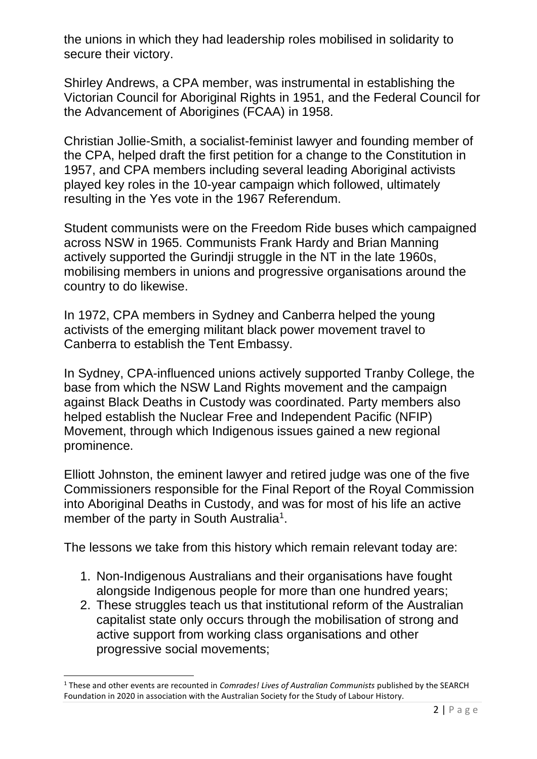the unions in which they had leadership roles mobilised in solidarity to secure their victory.

Shirley Andrews, a CPA member, was instrumental in establishing the Victorian Council for Aboriginal Rights in 1951, and the Federal Council for the Advancement of Aborigines (FCAA) in 1958.

Christian Jollie-Smith, a socialist-feminist lawyer and founding member of the CPA, helped draft the first petition for a change to the Constitution in 1957, and CPA members including several leading Aboriginal activists played key roles in the 10-year campaign which followed, ultimately resulting in the Yes vote in the 1967 Referendum.

Student communists were on the Freedom Ride buses which campaigned across NSW in 1965. Communists Frank Hardy and Brian Manning actively supported the Gurindji struggle in the NT in the late 1960s, mobilising members in unions and progressive organisations around the country to do likewise.

In 1972, CPA members in Sydney and Canberra helped the young activists of the emerging militant black power movement travel to Canberra to establish the Tent Embassy.

In Sydney, CPA-influenced unions actively supported Tranby College, the base from which the NSW Land Rights movement and the campaign against Black Deaths in Custody was coordinated. Party members also helped establish the Nuclear Free and Independent Pacific (NFIP) Movement, through which Indigenous issues gained a new regional prominence.

Elliott Johnston, the eminent lawyer and retired judge was one of the five Commissioners responsible for the Final Report of the Royal Commission into Aboriginal Deaths in Custody, and was for most of his life an active member of the party in South Australia[1].

The lessons we take from this history which remain relevant today are:

1. Non-Indigenous Australians and their organisations have fought alongside Indigenous people for more than one hundred years;
2. These struggles teach us that institutional reform of the Australian capitalist state only occurs through the mobilisation of strong and active support from working class organisations and other progressive social movements;

[1] These and other events are recounted in *Comrades! Lives of Australian Communists* published by the SEARCH Foundation in 2020 in association with the Australian Society for the Study of Labour History.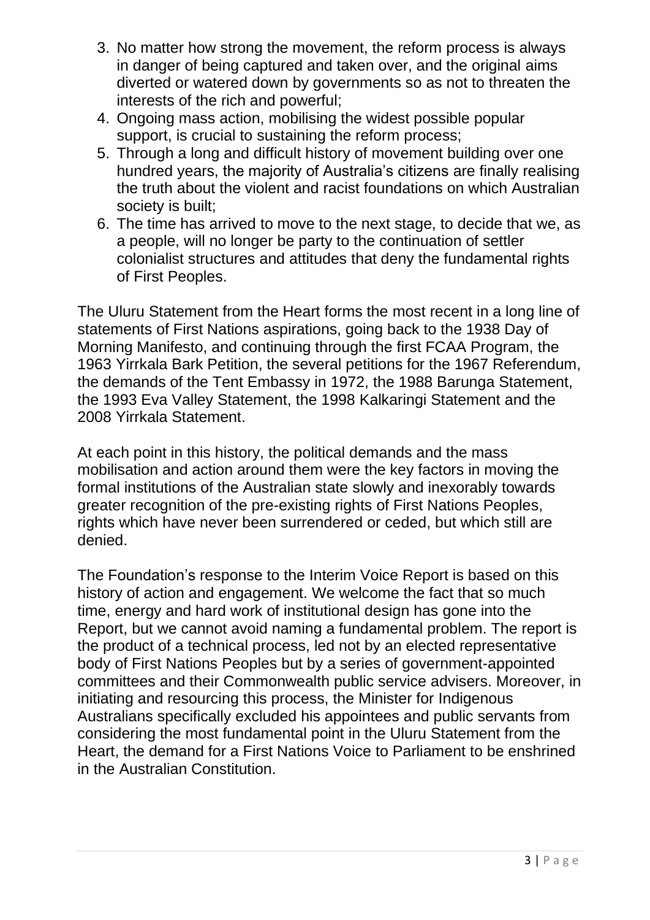3. No matter how strong the movement, the reform process is always in danger of being captured and taken over, and the original aims diverted or watered down by governments so as not to threaten the interests of the rich and powerful;
4. Ongoing mass action, mobilising the widest possible popular support, is crucial to sustaining the reform process;
5. Through a long and difficult history of movement building over one hundred years, the majority of Australia's citizens are finally realising the truth about the violent and racist foundations on which Australian society is built;
6. The time has arrived to move to the next stage, to decide that we, as a people, will no longer be party to the continuation of settler colonialist structures and attitudes that deny the fundamental rights of First Peoples.

The Uluru Statement from the Heart forms the most recent in a long line of statements of First Nations aspirations, going back to the 1938 Day of Morning Manifesto, and continuing through the first FCAA Program, the 1963 Yirrkala Bark Petition, the several petitions for the 1967 Referendum, the demands of the Tent Embassy in 1972, the 1988 Barunga Statement, the 1993 Eva Valley Statement, the 1998 Kalkaringi Statement and the 2008 Yirrkala Statement.

At each point in this history, the political demands and the mass mobilisation and action around them were the key factors in moving the formal institutions of the Australian state slowly and inexorably towards greater recognition of the pre-existing rights of First Nations Peoples, rights which have never been surrendered or ceded, but which still are denied.

The Foundation's response to the Interim Voice Report is based on this history of action and engagement. We welcome the fact that so much time, energy and hard work of institutional design has gone into the Report, but we cannot avoid naming a fundamental problem. The report is the product of a technical process, led not by an elected representative body of First Nations Peoples but by a series of government-appointed committees and their Commonwealth public service advisers. Moreover, in initiating and resourcing this process, the Minister for Indigenous Australians specifically excluded his appointees and public servants from considering the most fundamental point in the Uluru Statement from the Heart, the demand for a First Nations Voice to Parliament to be enshrined in the Australian Constitution.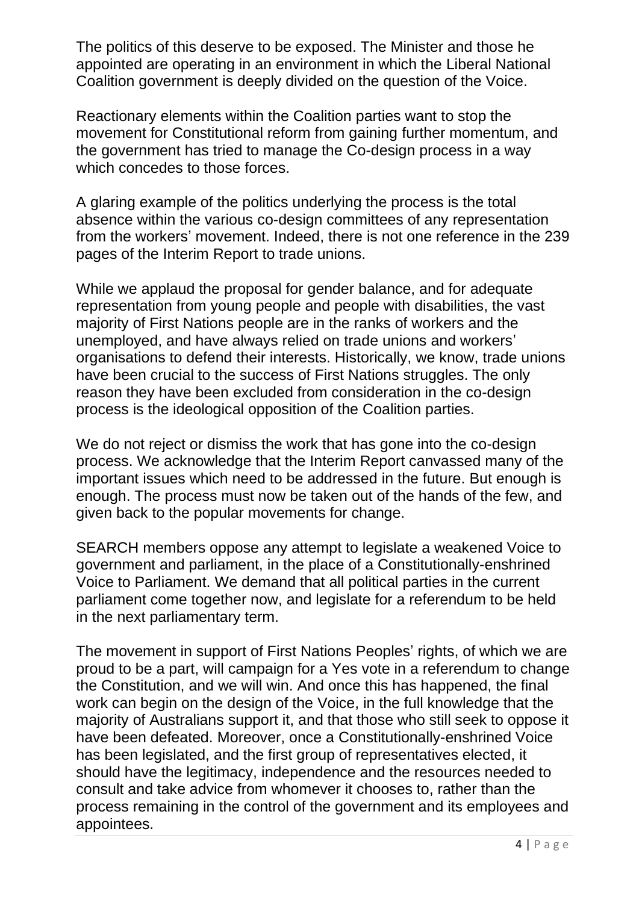The politics of this deserve to be exposed. The Minister and those he appointed are operating in an environment in which the Liberal National Coalition government is deeply divided on the question of the Voice.

Reactionary elements within the Coalition parties want to stop the movement for Constitutional reform from gaining further momentum, and the government has tried to manage the Co-design process in a way which concedes to those forces.

A glaring example of the politics underlying the process is the total absence within the various co-design committees of any representation from the workers' movement. Indeed, there is not one reference in the 239 pages of the Interim Report to trade unions.

While we applaud the proposal for gender balance, and for adequate representation from young people and people with disabilities, the vast majority of First Nations people are in the ranks of workers and the unemployed, and have always relied on trade unions and workers' organisations to defend their interests. Historically, we know, trade unions have been crucial to the success of First Nations struggles. The only reason they have been excluded from consideration in the co-design process is the ideological opposition of the Coalition parties.

We do not reject or dismiss the work that has gone into the co-design process. We acknowledge that the Interim Report canvassed many of the important issues which need to be addressed in the future. But enough is enough. The process must now be taken out of the hands of the few, and given back to the popular movements for change.

SEARCH members oppose any attempt to legislate a weakened Voice to government and parliament, in the place of a Constitutionally-enshrined Voice to Parliament. We demand that all political parties in the current parliament come together now, and legislate for a referendum to be held in the next parliamentary term.

The movement in support of First Nations Peoples' rights, of which we are proud to be a part, will campaign for a Yes vote in a referendum to change the Constitution, and we will win. And once this has happened, the final work can begin on the design of the Voice, in the full knowledge that the majority of Australians support it, and that those who still seek to oppose it have been defeated. Moreover, once a Constitutionally-enshrined Voice has been legislated, and the first group of representatives elected, it should have the legitimacy, independence and the resources needed to consult and take advice from whomever it chooses to, rather than the process remaining in the control of the government and its employees and appointees.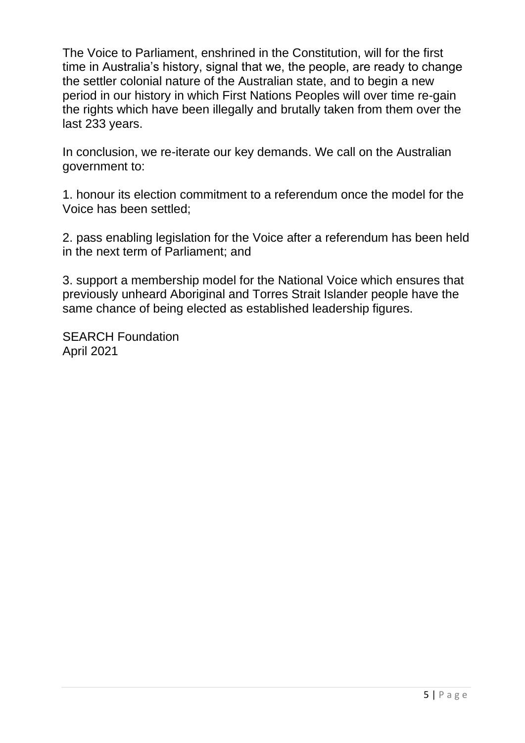The Voice to Parliament, enshrined in the Constitution, will for the first time in Australia's history, signal that we, the people, are ready to change the settler colonial nature of the Australian state, and to begin a new period in our history in which First Nations Peoples will over time re-gain the rights which have been illegally and brutally taken from them over the last 233 years.

In conclusion, we re-iterate our key demands. We call on the Australian government to:

1. honour its election commitment to a referendum once the model for the Voice has been settled;

2. pass enabling legislation for the Voice after a referendum has been held in the next term of Parliament; and

3. support a membership model for the National Voice which ensures that previously unheard Aboriginal and Torres Strait Islander people have the same chance of being elected as established leadership figures.

SEARCH Foundation
April 2021